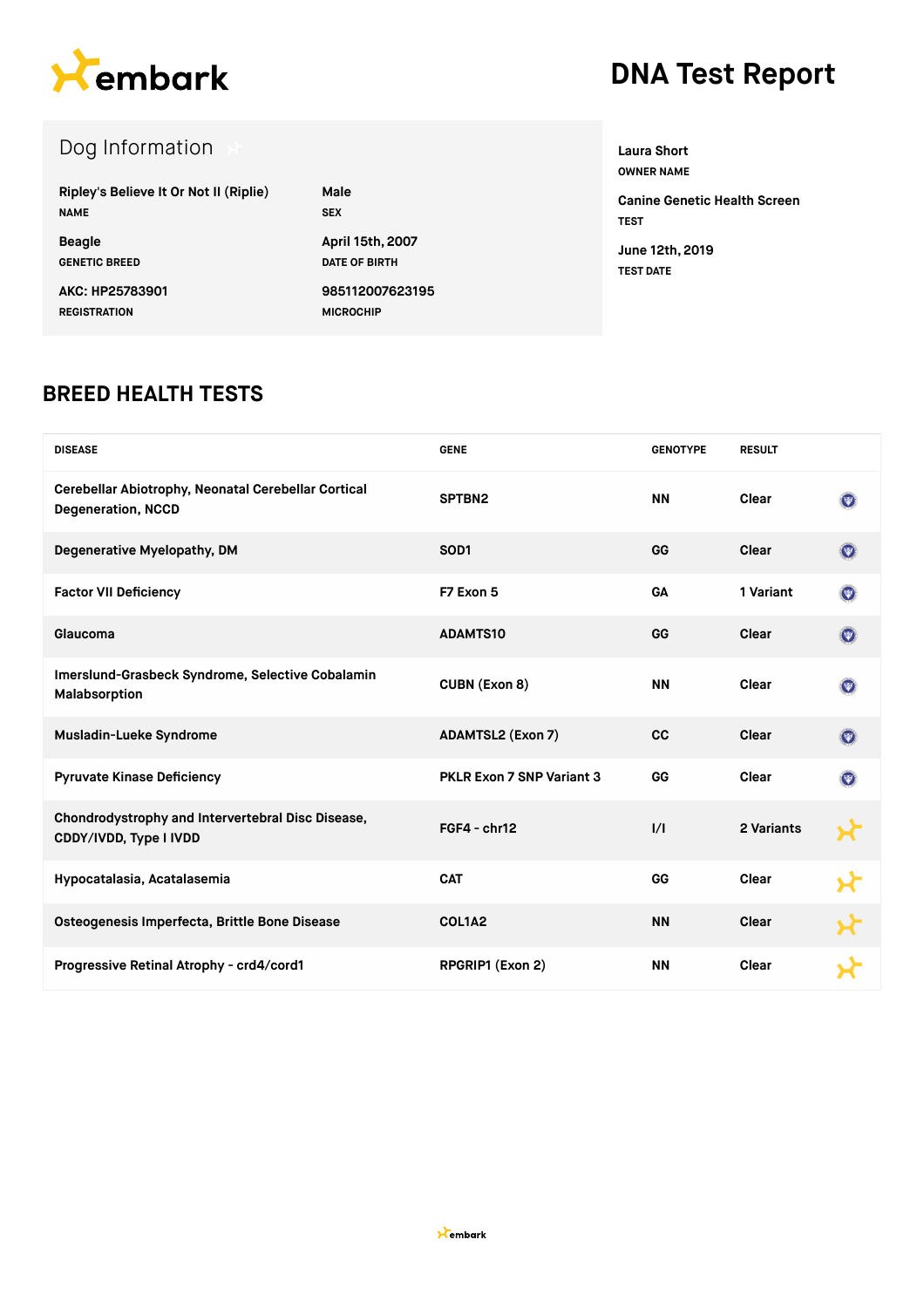# embark

# DNA Test Report

## Dog Information

| | |
|---|---|
| **Ripley's Believe It Or Not II (Riplie)**<br>NAME | **Male**<br>SEX |
| **Beagle**<br>GENETIC BREED | **April 15th, 2007**<br>DATE OF BIRTH |
| **AKC: HP25783901**<br>REGISTRATION | **985112007623195**<br>MICROCHIP |

**Laura Short**
OWNER NAME

**Canine Genetic Health Screen**
TEST

**June 12th, 2019**
TEST DATE

## BREED HEALTH TESTS

| DISEASE | GENE | GENOTYPE | RESULT |
|---|---|---|---|
| Cerebellar Abiotrophy, Neonatal Cerebellar Cortical Degeneration, NCCD | SPTBN2 | NN | Clear |
| Degenerative Myelopathy, DM | SOD1 | GG | Clear |
| Factor VII Deficiency | F7 Exon 5 | GA | 1 Variant |
| Glaucoma | ADAMTS10 | GG | Clear |
| Imerslund-Grasbeck Syndrome, Selective Cobalamin Malabsorption | CUBN (Exon 8) | NN | Clear |
| Musladin-Lueke Syndrome | ADAMTSL2 (Exon 7) | CC | Clear |
| Pyruvate Kinase Deficiency | PKLR Exon 7 SNP Variant 3 | GG | Clear |
| Chondrodystrophy and Intervertebral Disc Disease, CDDY/IVDD, Type I IVDD | FGF4 - chr12 | I/I | 2 Variants |
| Hypocatalasia, Acatalasemia | CAT | GG | Clear |
| Osteogenesis Imperfecta, Brittle Bone Disease | COL1A2 | NN | Clear |
| Progressive Retinal Atrophy - crd4/cord1 | RPGRIP1 (Exon 2) | NN | Clear |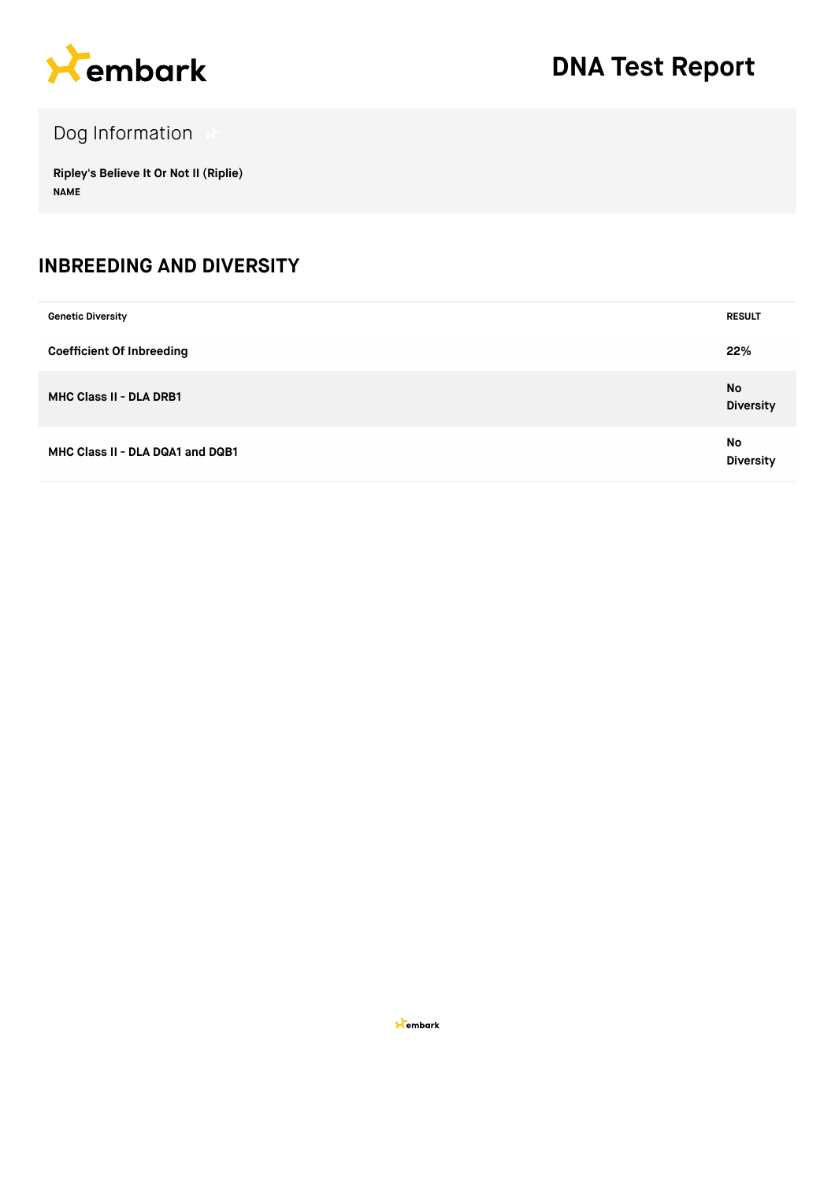# DNA Test Report

## Dog Information

**Ripley's Believe It Or Not II (Riplie)**
**NAME**

## INBREEDING AND DIVERSITY

| Genetic Diversity | RESULT |
| --- | --- |
| **Coefficient Of Inbreeding** | **22%** |
| **MHC Class II - DLA DRB1** | **No Diversity** |
| **MHC Class II - DLA DQA1 and DQB1** | **No Diversity** |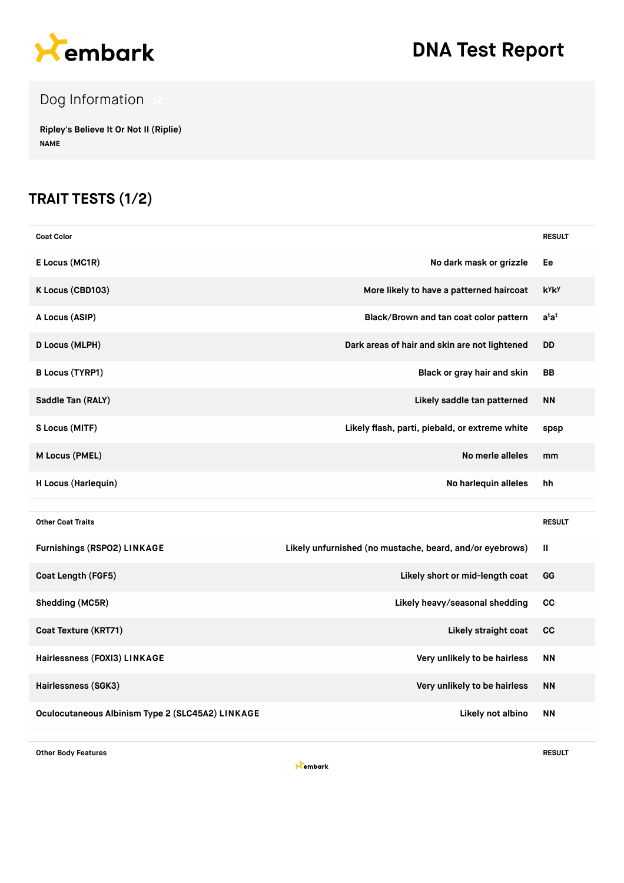# embark

# DNA Test Report

## Dog Information

**Ripley's Believe It Or Not II (Riplie)**
NAME

## TRAIT TESTS (1/2)

| Coat Color | | RESULT |
|---|---|---|
| E Locus (MC1R) | No dark mask or grizzle | Ee |
| K Locus (CBD103) | More likely to have a patterned haircoat | $k^yk^y$ |
| A Locus (ASIP) | Black/Brown and tan coat color pattern | $a^ta^t$ |
| D Locus (MLPH) | Dark areas of hair and skin are not lightened | DD |
| B Locus (TYRP1) | Black or gray hair and skin | BB |
| Saddle Tan (RALY) | Likely saddle tan patterned | NN |
| S Locus (MITF) | Likely flash, parti, piebald, or extreme white | spsp |
| M Locus (PMEL) | No merle alleles | mm |
| H Locus (Harlequin) | No harlequin alleles | hh |

| Other Coat Traits | | RESULT |
|---|---|---|
| Furnishings (RSPO2) LINKAGE | Likely unfurnished (no mustache, beard, and/or eyebrows) | II |
| Coat Length (FGF5) | Likely short or mid-length coat | GG |
| Shedding (MC5R) | Likely heavy/seasonal shedding | CC |
| Coat Texture (KRT71) | Likely straight coat | CC |
| Hairlessness (FOXI3) LINKAGE | Very unlikely to be hairless | NN |
| Hairlessness (SGK3) | Very unlikely to be hairless | NN |
| Oculocutaneous Albinism Type 2 (SLC45A2) LINKAGE | Likely not albino | NN |

| Other Body Features | | RESULT |
|---|---|---|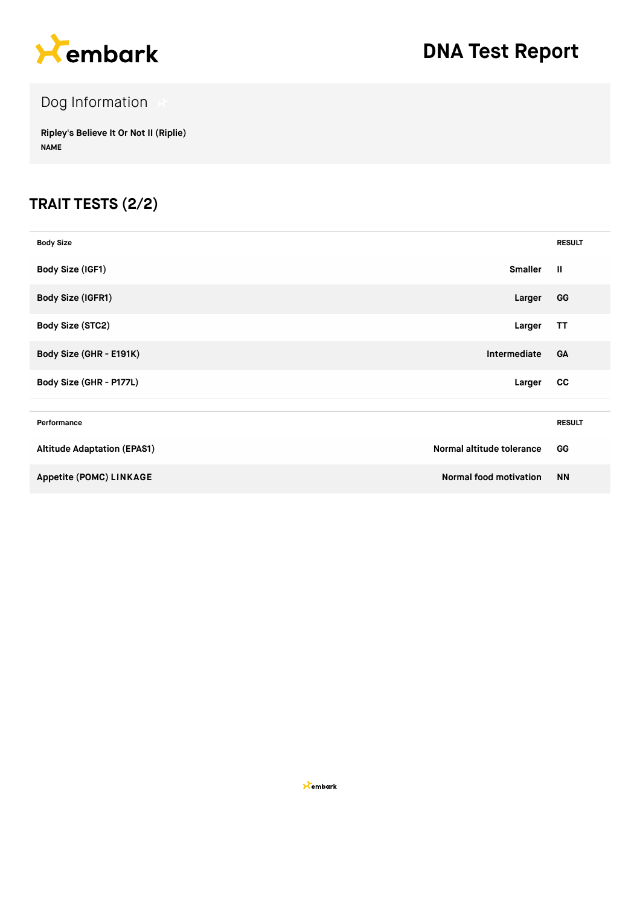# DNA Test Report

## Dog Information

**Ripley's Believe It Or Not II (Riplie)**
NAME

## TRAIT TESTS (2/2)

| Body Size | | RESULT |
|---|---|---|
| Body Size (IGF1) | Smaller | II |
| Body Size (IGFR1) | Larger | GG |
| Body Size (STC2) | Larger | TT |
| Body Size (GHR - E191K) | Intermediate | GA |
| Body Size (GHR - P177L) | Larger | CC |

| Performance | | RESULT |
|---|---|---|
| Altitude Adaptation (EPAS1) | Normal altitude tolerance | GG |
| Appetite (POMC) LINKAGE | Normal food motivation | NN |